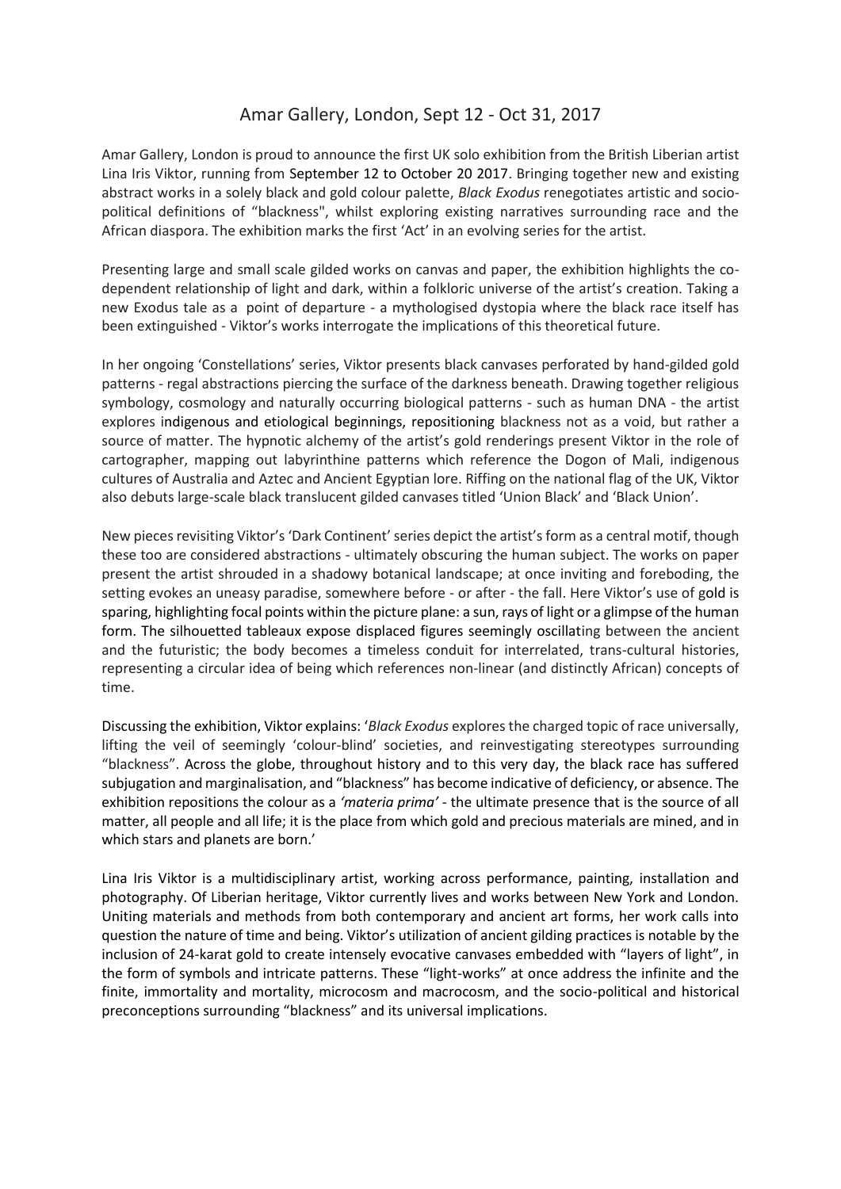# Amar Gallery, London, Sept 12 - Oct 31, 2017

Amar Gallery, London is proud to announce the first UK solo exhibition from the British Liberian artist Lina Iris Viktor, running from September 12 to October 20 2017. Bringing together new and existing abstract works in a solely black and gold colour palette, *Black Exodus* renegotiates artistic and socio-political definitions of "blackness", whilst exploring existing narratives surrounding race and the African diaspora. The exhibition marks the first 'Act' in an evolving series for the artist.

Presenting large and small scale gilded works on canvas and paper, the exhibition highlights the co-dependent relationship of light and dark, within a folkloric universe of the artist's creation. Taking a new Exodus tale as a point of departure - a mythologised dystopia where the black race itself has been extinguished - Viktor's works interrogate the implications of this theoretical future.

In her ongoing 'Constellations' series, Viktor presents black canvases perforated by hand-gilded gold patterns - regal abstractions piercing the surface of the darkness beneath. Drawing together religious symbology, cosmology and naturally occurring biological patterns - such as human DNA - the artist explores indigenous and etiological beginnings, repositioning blackness not as a void, but rather a source of matter. The hypnotic alchemy of the artist's gold renderings present Viktor in the role of cartographer, mapping out labyrinthine patterns which reference the Dogon of Mali, indigenous cultures of Australia and Aztec and Ancient Egyptian lore. Riffing on the national flag of the UK, Viktor also debuts large-scale black translucent gilded canvases titled 'Union Black' and 'Black Union'.

New pieces revisiting Viktor's 'Dark Continent' series depict the artist's form as a central motif, though these too are considered abstractions - ultimately obscuring the human subject. The works on paper present the artist shrouded in a shadowy botanical landscape; at once inviting and foreboding, the setting evokes an uneasy paradise, somewhere before - or after - the fall. Here Viktor's use of gold is sparing, highlighting focal points within the picture plane: a sun, rays of light or a glimpse of the human form. The silhouetted tableaux expose displaced figures seemingly oscillating between the ancient and the futuristic; the body becomes a timeless conduit for interrelated, trans-cultural histories, representing a circular idea of being which references non-linear (and distinctly African) concepts of time.

Discussing the exhibition, Viktor explains: '*Black Exodus* explores the charged topic of race universally, lifting the veil of seemingly 'colour-blind' societies, and reinvestigating stereotypes surrounding "blackness". Across the globe, throughout history and to this very day, the black race has suffered subjugation and marginalisation, and "blackness" has become indicative of deficiency, or absence. The exhibition repositions the colour as a *'materia prima'* - the ultimate presence that is the source of all matter, all people and all life; it is the place from which gold and precious materials are mined, and in which stars and planets are born.'

Lina Iris Viktor is a multidisciplinary artist, working across performance, painting, installation and photography. Of Liberian heritage, Viktor currently lives and works between New York and London. Uniting materials and methods from both contemporary and ancient art forms, her work calls into question the nature of time and being. Viktor's utilization of ancient gilding practices is notable by the inclusion of 24-karat gold to create intensely evocative canvases embedded with "layers of light", in the form of symbols and intricate patterns. These "light-works" at once address the infinite and the finite, immortality and mortality, microcosm and macrocosm, and the socio-political and historical preconceptions surrounding "blackness" and its universal implications.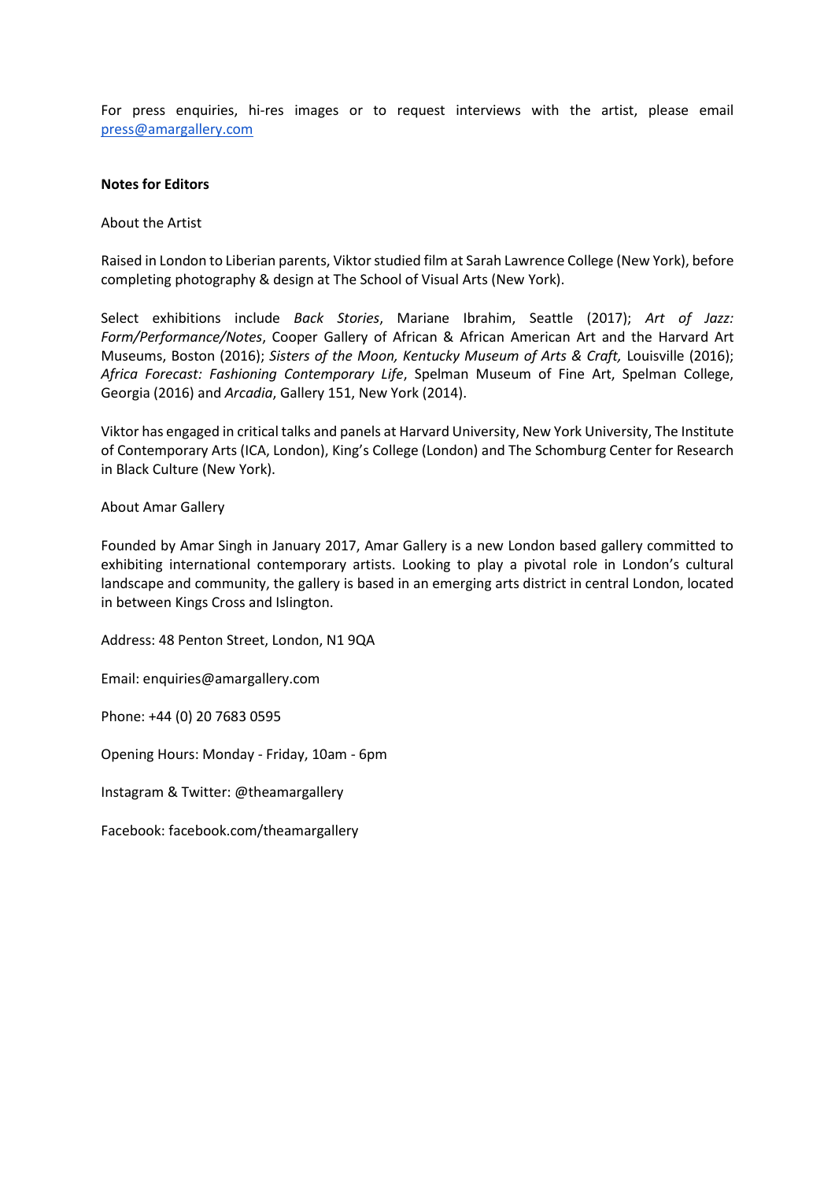For press enquiries, hi-res images or to request interviews with the artist, please email [press@amargallery.com](mailto:press@amargallery.com)

**Notes for Editors**

About the Artist

Raised in London to Liberian parents, Viktor studied film at Sarah Lawrence College (New York), before completing photography & design at The School of Visual Arts (New York).

Select exhibitions include *Back Stories*, Mariane Ibrahim, Seattle (2017); *Art of Jazz: Form/Performance/Notes*, Cooper Gallery of African & African American Art and the Harvard Art Museums, Boston (2016); *Sisters of the Moon, Kentucky Museum of Arts & Craft,* Louisville (2016); *Africa Forecast: Fashioning Contemporary Life*, Spelman Museum of Fine Art, Spelman College, Georgia (2016) and *Arcadia*, Gallery 151, New York (2014).

Viktor has engaged in critical talks and panels at Harvard University, New York University, The Institute of Contemporary Arts (ICA, London), King's College (London) and The Schomburg Center for Research in Black Culture (New York).

About Amar Gallery

Founded by Amar Singh in January 2017, Amar Gallery is a new London based gallery committed to exhibiting international contemporary artists. Looking to play a pivotal role in London's cultural landscape and community, the gallery is based in an emerging arts district in central London, located in between Kings Cross and Islington.

Address: 48 Penton Street, London, N1 9QA

Email: enquiries@amargallery.com

Phone: +44 (0) 20 7683 0595

Opening Hours: Monday - Friday, 10am - 6pm

Instagram & Twitter: @theamargallery

Facebook: facebook.com/theamargallery